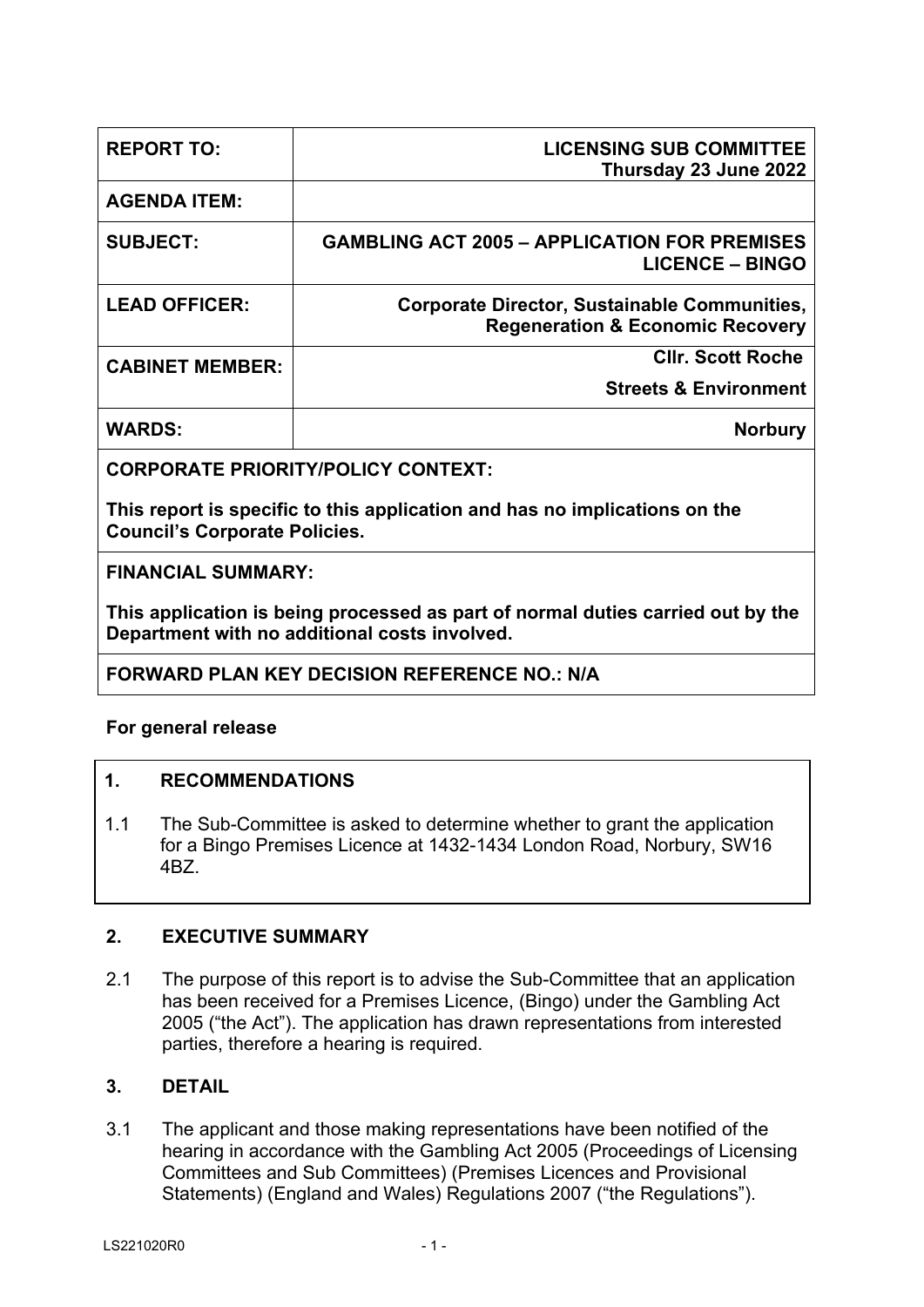| REPORT TO: | LICENSING SUB COMMITTEE<br>Thursday 23 June 2022 |
|---|---|
| AGENDA ITEM: | |
| SUBJECT: | GAMBLING ACT 2005 – APPLICATION FOR PREMISES LICENCE – BINGO |
| LEAD OFFICER: | Corporate Director, Sustainable Communities, Regeneration & Economic Recovery |
| CABINET MEMBER: | Cllr. Scott Roche<br>Streets & Environment |
| WARDS: | Norbury |

**CORPORATE PRIORITY/POLICY CONTEXT:**

**This report is specific to this application and has no implications on the Council's Corporate Policies.**

**FINANCIAL SUMMARY:**

**This application is being processed as part of normal duties carried out by the Department with no additional costs involved.**

**FORWARD PLAN KEY DECISION REFERENCE NO.: N/A**

**For general release**

## 1. RECOMMENDATIONS

1.1 The Sub-Committee is asked to determine whether to grant the application for a Bingo Premises Licence at 1432-1434 London Road, Norbury, SW16 4BZ.

## 2. EXECUTIVE SUMMARY

2.1 The purpose of this report is to advise the Sub-Committee that an application has been received for a Premises Licence, (Bingo) under the Gambling Act 2005 ("the Act"). The application has drawn representations from interested parties, therefore a hearing is required.

## 3. DETAIL

3.1 The applicant and those making representations have been notified of the hearing in accordance with the Gambling Act 2005 (Proceedings of Licensing Committees and Sub Committees) (Premises Licences and Provisional Statements) (England and Wales) Regulations 2007 ("the Regulations").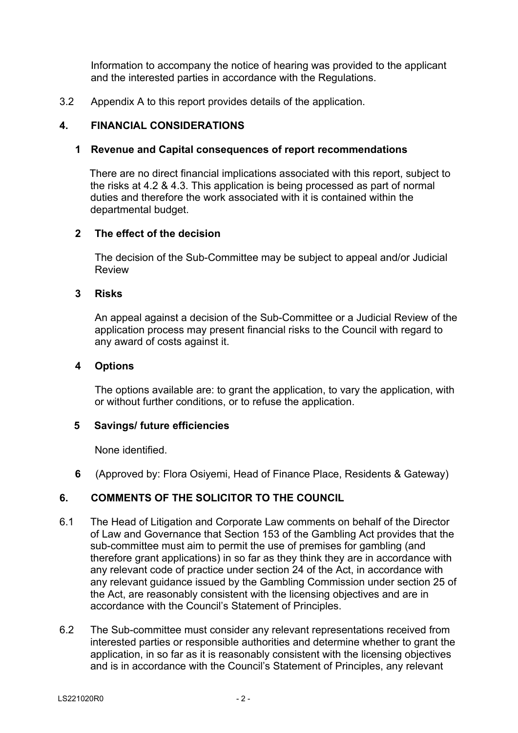Information to accompany the notice of hearing was provided to the applicant and the interested parties in accordance with the Regulations.

3.2 Appendix A to this report provides details of the application.

## 4. FINANCIAL CONSIDERATIONS

### 1 Revenue and Capital consequences of report recommendations

There are no direct financial implications associated with this report, subject to the risks at 4.2 & 4.3. This application is being processed as part of normal duties and therefore the work associated with it is contained within the departmental budget.

### 2 The effect of the decision

The decision of the Sub-Committee may be subject to appeal and/or Judicial Review

### 3 Risks

An appeal against a decision of the Sub-Committee or a Judicial Review of the application process may present financial risks to the Council with regard to any award of costs against it.

### 4 Options

The options available are: to grant the application, to vary the application, with or without further conditions, or to refuse the application.

### 5 Savings/ future efficiencies

None identified.

**6** (Approved by: Flora Osiyemi, Head of Finance Place, Residents & Gateway)

## 6. COMMENTS OF THE SOLICITOR TO THE COUNCIL

6.1 The Head of Litigation and Corporate Law comments on behalf of the Director of Law and Governance that Section 153 of the Gambling Act provides that the sub-committee must aim to permit the use of premises for gambling (and therefore grant applications) in so far as they think they are in accordance with any relevant code of practice under section 24 of the Act, in accordance with any relevant guidance issued by the Gambling Commission under section 25 of the Act, are reasonably consistent with the licensing objectives and are in accordance with the Council's Statement of Principles.

6.2 The Sub-committee must consider any relevant representations received from interested parties or responsible authorities and determine whether to grant the application, in so far as it is reasonably consistent with the licensing objectives and is in accordance with the Council's Statement of Principles, any relevant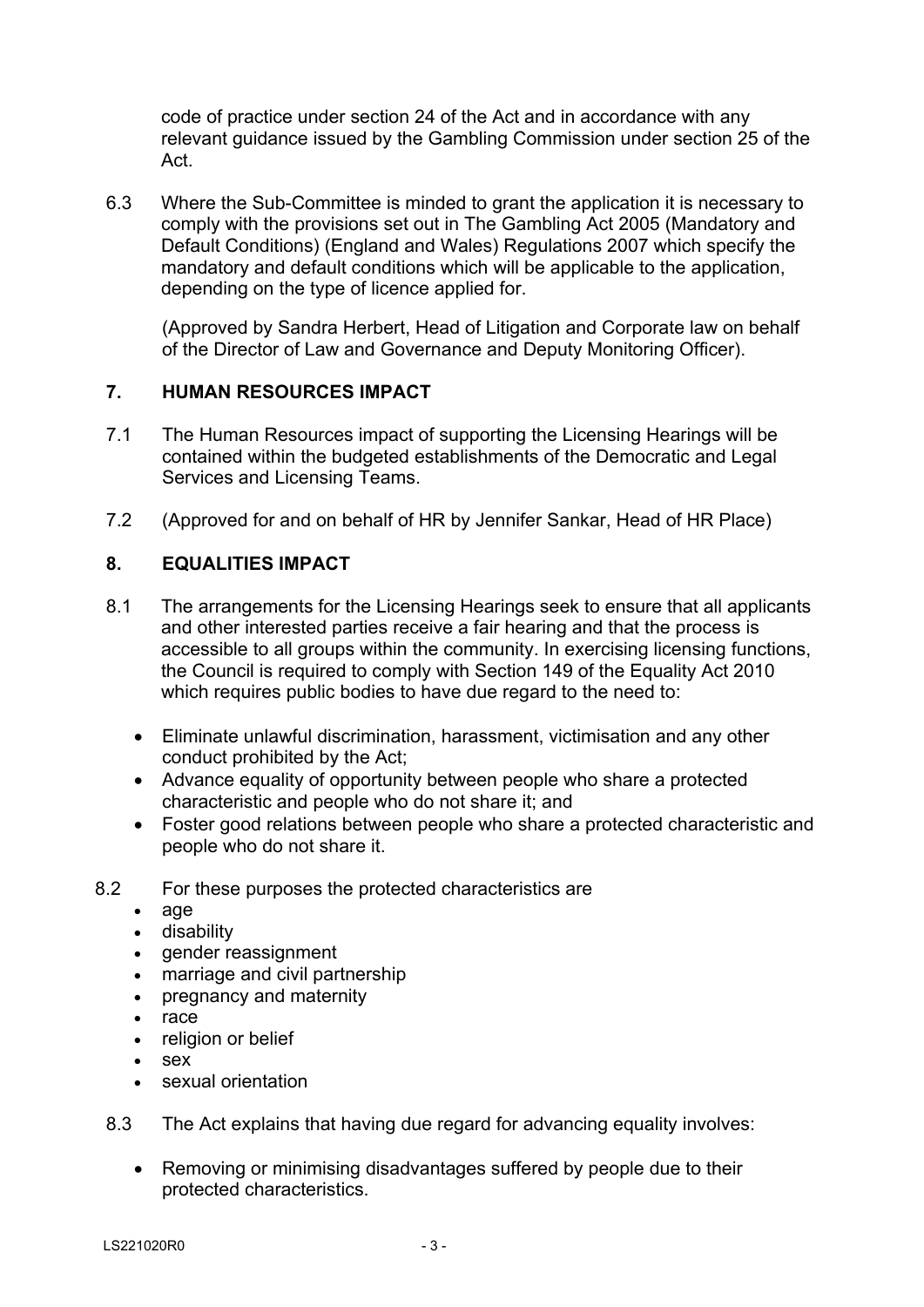code of practice under section 24 of the Act and in accordance with any relevant guidance issued by the Gambling Commission under section 25 of the Act.

6.3 Where the Sub-Committee is minded to grant the application it is necessary to comply with the provisions set out in The Gambling Act 2005 (Mandatory and Default Conditions) (England and Wales) Regulations 2007 which specify the mandatory and default conditions which will be applicable to the application, depending on the type of licence applied for.

(Approved by Sandra Herbert, Head of Litigation and Corporate law on behalf of the Director of Law and Governance and Deputy Monitoring Officer).

## 7. HUMAN RESOURCES IMPACT

7.1 The Human Resources impact of supporting the Licensing Hearings will be contained within the budgeted establishments of the Democratic and Legal Services and Licensing Teams.

7.2 (Approved for and on behalf of HR by Jennifer Sankar, Head of HR Place)

## 8. EQUALITIES IMPACT

8.1 The arrangements for the Licensing Hearings seek to ensure that all applicants and other interested parties receive a fair hearing and that the process is accessible to all groups within the community. In exercising licensing functions, the Council is required to comply with Section 149 of the Equality Act 2010 which requires public bodies to have due regard to the need to:

- Eliminate unlawful discrimination, harassment, victimisation and any other conduct prohibited by the Act;
- Advance equality of opportunity between people who share a protected characteristic and people who do not share it; and
- Foster good relations between people who share a protected characteristic and people who do not share it.

8.2 For these purposes the protected characteristics are

- age
- disability
- gender reassignment
- marriage and civil partnership
- pregnancy and maternity
- race
- religion or belief
- sex
- sexual orientation

8.3 The Act explains that having due regard for advancing equality involves:

- Removing or minimising disadvantages suffered by people due to their protected characteristics.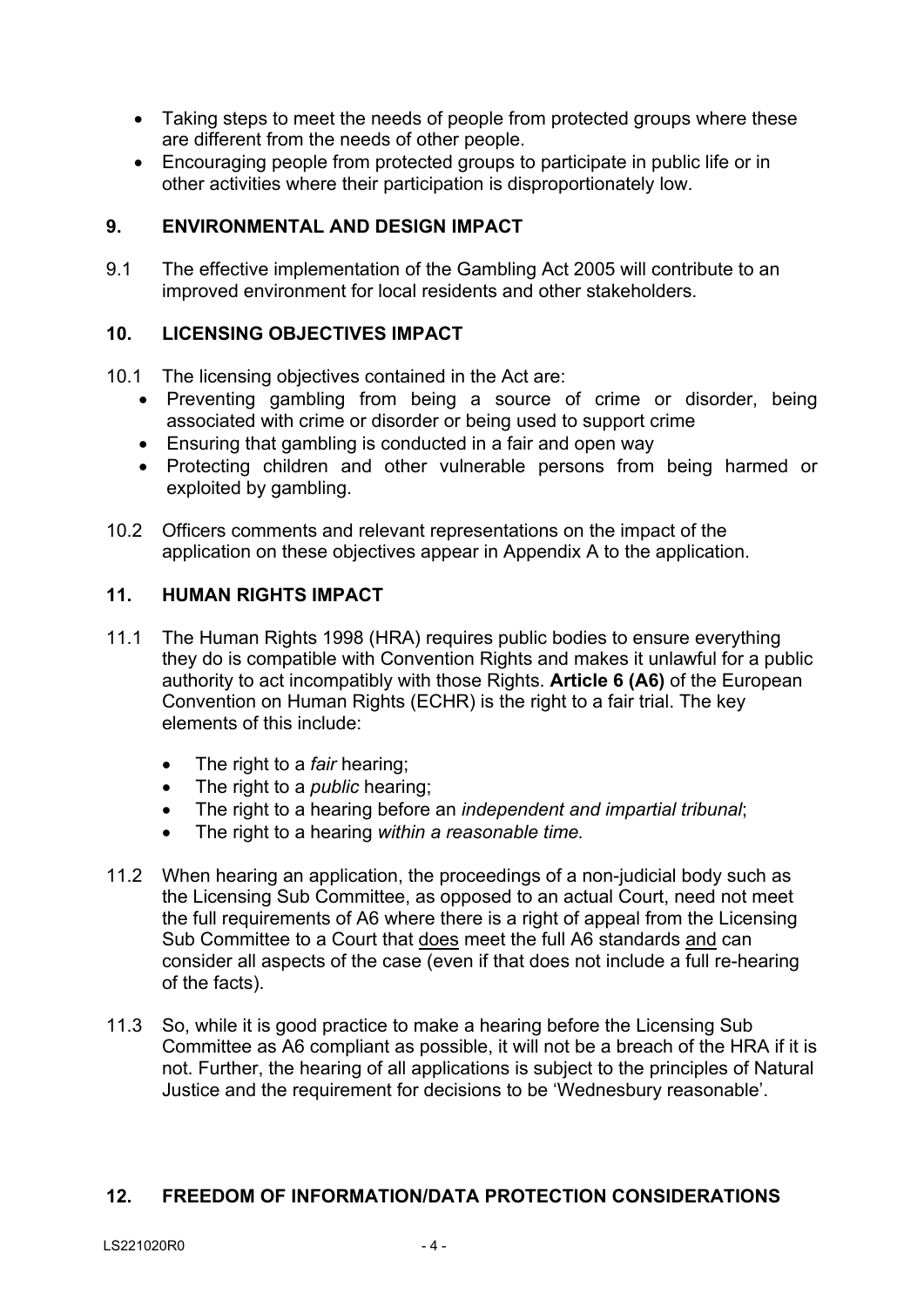- Taking steps to meet the needs of people from protected groups where these are different from the needs of other people.
- Encouraging people from protected groups to participate in public life or in other activities where their participation is disproportionately low.

## 9. ENVIRONMENTAL AND DESIGN IMPACT

9.1 The effective implementation of the Gambling Act 2005 will contribute to an improved environment for local residents and other stakeholders.

## 10. LICENSING OBJECTIVES IMPACT

10.1 The licensing objectives contained in the Act are:

- Preventing gambling from being a source of crime or disorder, being associated with crime or disorder or being used to support crime
- Ensuring that gambling is conducted in a fair and open way
- Protecting children and other vulnerable persons from being harmed or exploited by gambling.

10.2 Officers comments and relevant representations on the impact of the application on these objectives appear in Appendix A to the application.

## 11. HUMAN RIGHTS IMPACT

11.1 The Human Rights 1998 (HRA) requires public bodies to ensure everything they do is compatible with Convention Rights and makes it unlawful for a public authority to act incompatibly with those Rights. **Article 6 (A6)** of the European Convention on Human Rights (ECHR) is the right to a fair trial. The key elements of this include:

- The right to a *fair* hearing;
- The right to a *public* hearing;
- The right to a hearing before an *independent and impartial tribunal*;
- The right to a hearing *within a reasonable time.*

11.2 When hearing an application, the proceedings of a non-judicial body such as the Licensing Sub Committee, as opposed to an actual Court, need not meet the full requirements of A6 where there is a right of appeal from the Licensing Sub Committee to a Court that <u>does</u> meet the full A6 standards <u>and</u> can consider all aspects of the case (even if that does not include a full re-hearing of the facts).

11.3 So, while it is good practice to make a hearing before the Licensing Sub Committee as A6 compliant as possible, it will not be a breach of the HRA if it is not. Further, the hearing of all applications is subject to the principles of Natural Justice and the requirement for decisions to be 'Wednesbury reasonable'.

## 12. FREEDOM OF INFORMATION/DATA PROTECTION CONSIDERATIONS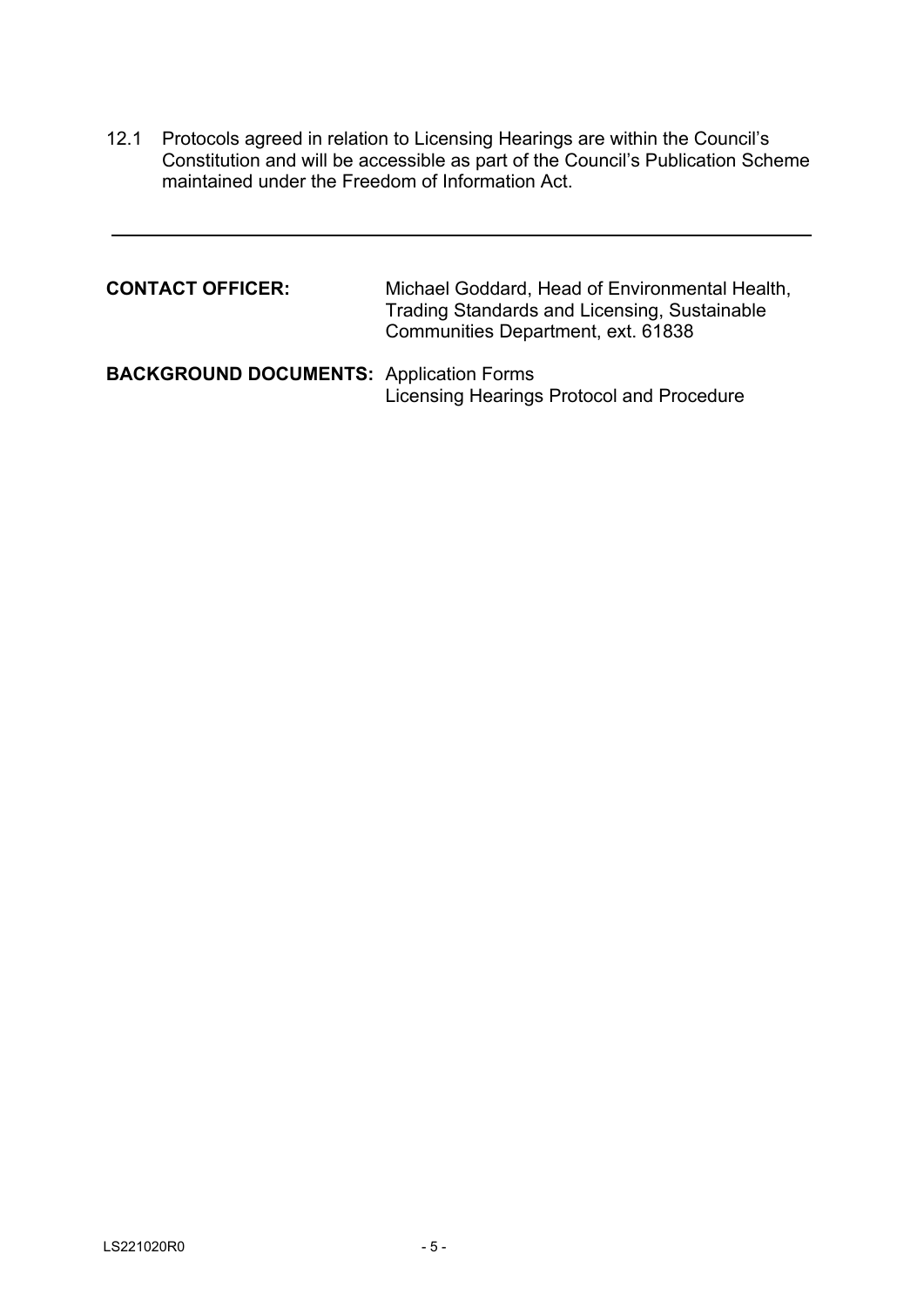12.1 Protocols agreed in relation to Licensing Hearings are within the Council's Constitution and will be accessible as part of the Council's Publication Scheme maintained under the Freedom of Information Act.

---

**CONTACT OFFICER:** Michael Goddard, Head of Environmental Health, Trading Standards and Licensing, Sustainable Communities Department, ext. 61838

**BACKGROUND DOCUMENTS:** Application Forms
Licensing Hearings Protocol and Procedure